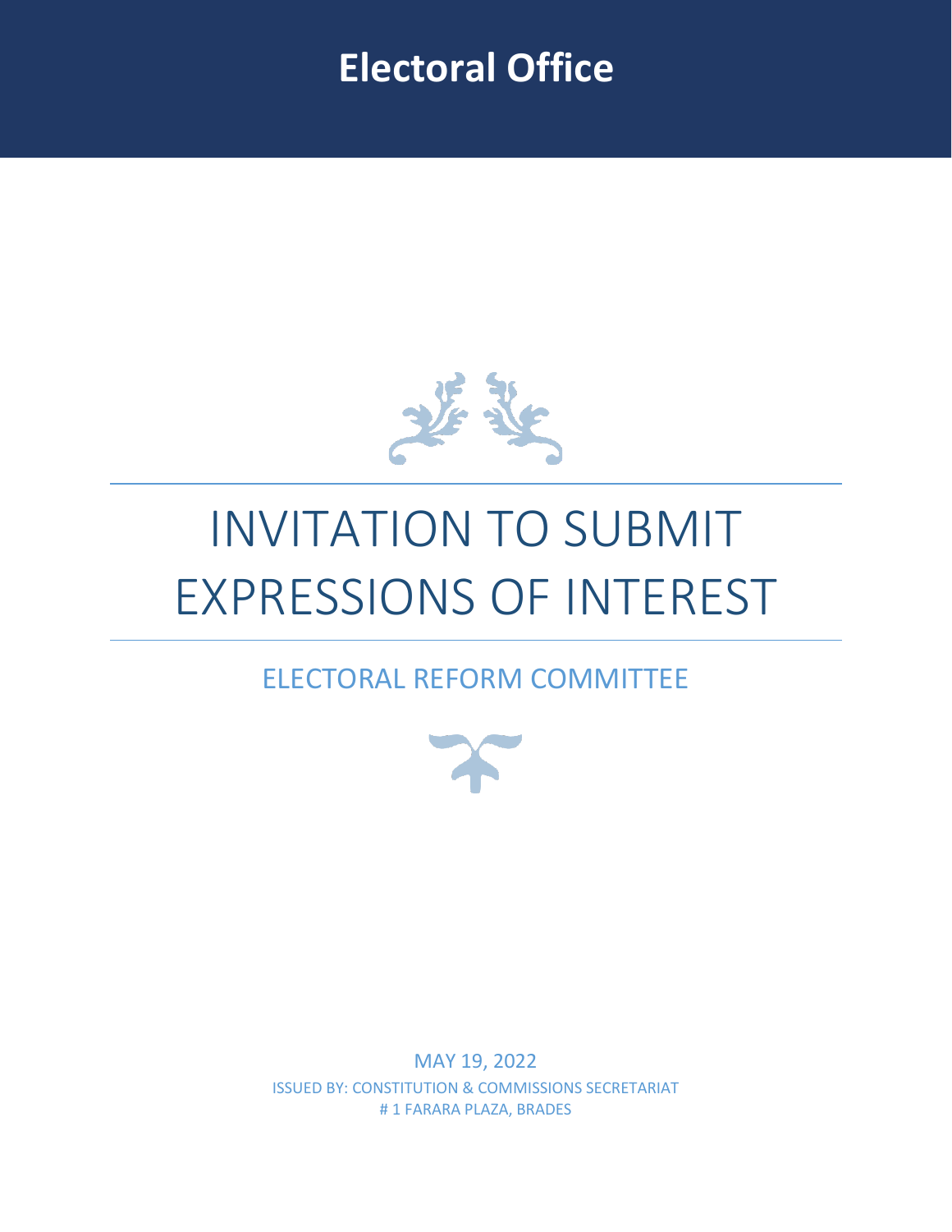# Electoral Office

# INVITATION TO SUBMIT EXPRESSIONS OF INTEREST

## ELECTORAL REFORM COMMITTEE

MAY 19, 2022

ISSUED BY: CONSTITUTION & COMMISSIONS SECRETARIAT

# 1 FARARA PLAZA, BRADES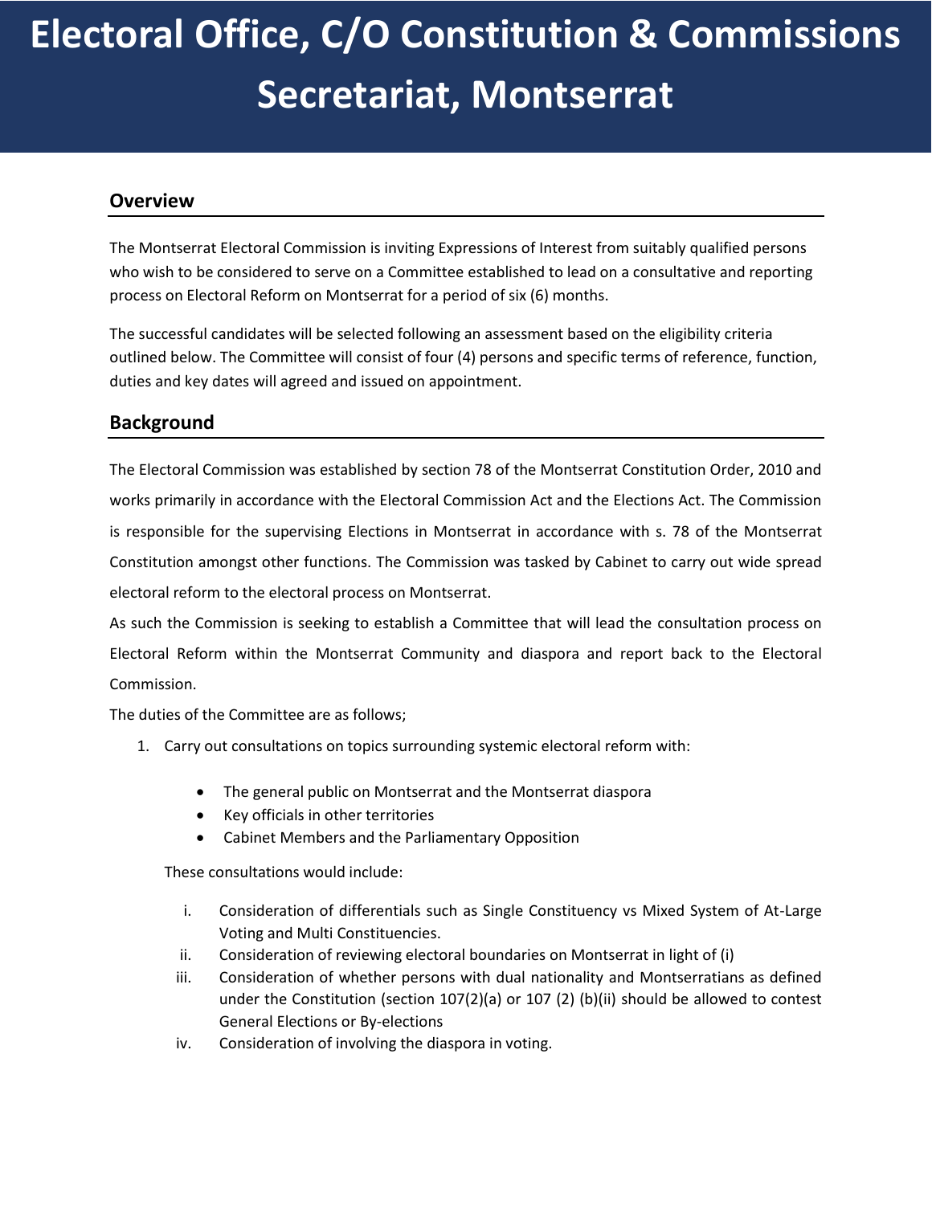# Electoral Office, C/O Constitution & Commissions Secretariat, Montserrat

## Overview

The Montserrat Electoral Commission is inviting Expressions of Interest from suitably qualified persons who wish to be considered to serve on a Committee established to lead on a consultative and reporting process on Electoral Reform on Montserrat for a period of six (6) months.

The successful candidates will be selected following an assessment based on the eligibility criteria outlined below. The Committee will consist of four (4) persons and specific terms of reference, function, duties and key dates will agreed and issued on appointment.

## Background

The Electoral Commission was established by section 78 of the Montserrat Constitution Order, 2010 and works primarily in accordance with the Electoral Commission Act and the Elections Act. The Commission is responsible for the supervising Elections in Montserrat in accordance with s. 78 of the Montserrat Constitution amongst other functions. The Commission was tasked by Cabinet to carry out wide spread electoral reform to the electoral process on Montserrat.

As such the Commission is seeking to establish a Committee that will lead the consultation process on Electoral Reform within the Montserrat Community and diaspora and report back to the Electoral Commission.

The duties of the Committee are as follows;

1. Carry out consultations on topics surrounding systemic electoral reform with:

    - The general public on Montserrat and the Montserrat diaspora
    - Key officials in other territories
    - Cabinet Members and the Parliamentary Opposition

    These consultations would include:

    i. Consideration of differentials such as Single Constituency vs Mixed System of At-Large Voting and Multi Constituencies.
    ii. Consideration of reviewing electoral boundaries on Montserrat in light of (i)
    iii. Consideration of whether persons with dual nationality and Montserratians as defined under the Constitution (section 107(2)(a) or 107 (2) (b)(ii) should be allowed to contest General Elections or By-elections
    iv. Consideration of involving the diaspora in voting.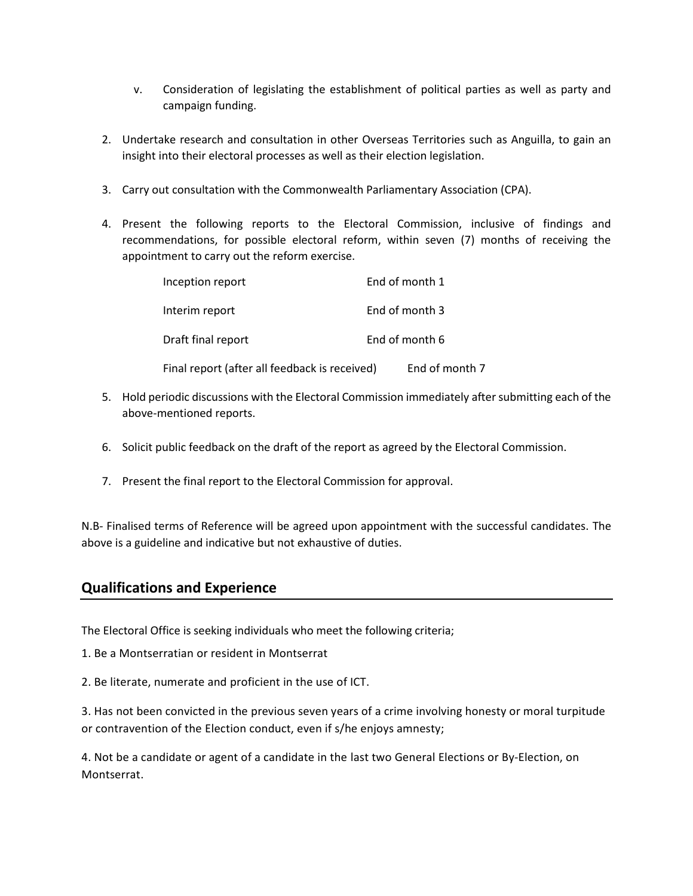v. Consideration of legislating the establishment of political parties as well as party and campaign funding.

2. Undertake research and consultation in other Overseas Territories such as Anguilla, to gain an insight into their electoral processes as well as their election legislation.

3. Carry out consultation with the Commonwealth Parliamentary Association (CPA).

4. Present the following reports to the Electoral Commission, inclusive of findings and recommendations, for possible electoral reform, within seven (7) months of receiving the appointment to carry out the reform exercise.

| | |
|---|---|
| Inception report | End of month 1 |
| Interim report | End of month 3 |
| Draft final report | End of month 6 |
| Final report (after all feedback is received) | End of month 7 |

5. Hold periodic discussions with the Electoral Commission immediately after submitting each of the above-mentioned reports.

6. Solicit public feedback on the draft of the report as agreed by the Electoral Commission.

7. Present the final report to the Electoral Commission for approval.

N.B- Finalised terms of Reference will be agreed upon appointment with the successful candidates. The above is a guideline and indicative but not exhaustive of duties.

## Qualifications and Experience

The Electoral Office is seeking individuals who meet the following criteria;

1. Be a Montserratian or resident in Montserrat

2. Be literate, numerate and proficient in the use of ICT.

3. Has not been convicted in the previous seven years of a crime involving honesty or moral turpitude or contravention of the Election conduct, even if s/he enjoys amnesty;

4. Not be a candidate or agent of a candidate in the last two General Elections or By-Election, on Montserrat.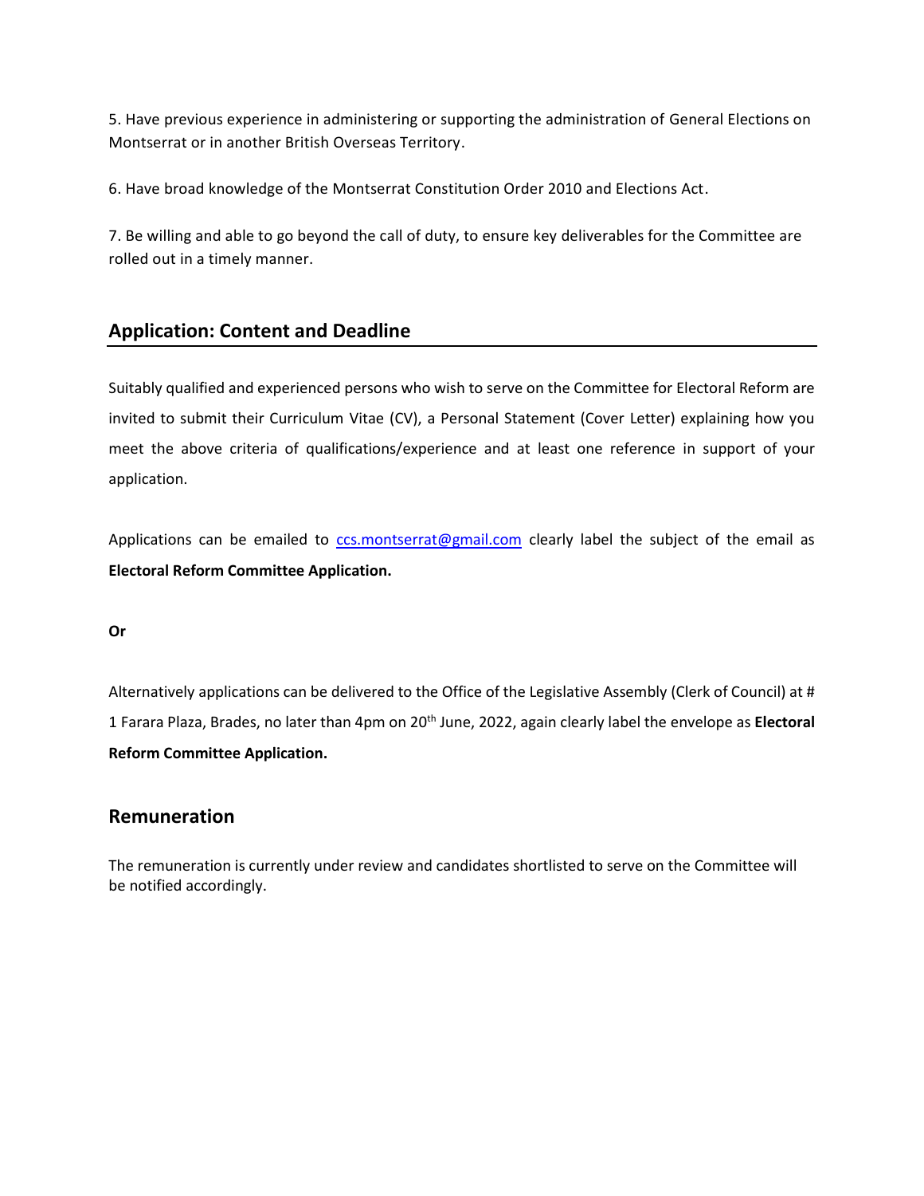5. Have previous experience in administering or supporting the administration of General Elections on Montserrat or in another British Overseas Territory.

6. Have broad knowledge of the Montserrat Constitution Order 2010 and Elections Act.

7. Be willing and able to go beyond the call of duty, to ensure key deliverables for the Committee are rolled out in a timely manner.

## Application: Content and Deadline

Suitably qualified and experienced persons who wish to serve on the Committee for Electoral Reform are invited to submit their Curriculum Vitae (CV), a Personal Statement (Cover Letter) explaining how you meet the above criteria of qualifications/experience and at least one reference in support of your application.

Applications can be emailed to ccs.montserrat@gmail.com clearly label the subject of the email as **Electoral Reform Committee Application.**

**Or**

Alternatively applications can be delivered to the Office of the Legislative Assembly (Clerk of Council) at # 1 Farara Plaza, Brades, no later than 4pm on 20th June, 2022, again clearly label the envelope as **Electoral Reform Committee Application.**

## Remuneration

The remuneration is currently under review and candidates shortlisted to serve on the Committee will be notified accordingly.